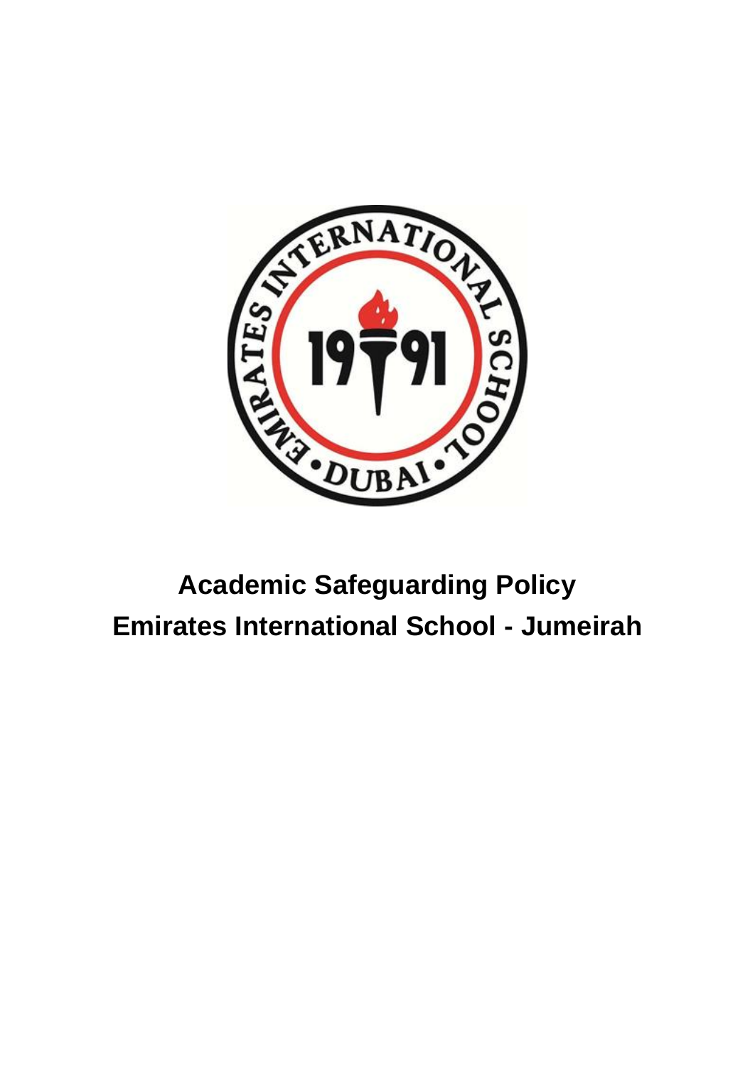# Academic Safeguarding Policy

# Emirates International School - Jumeirah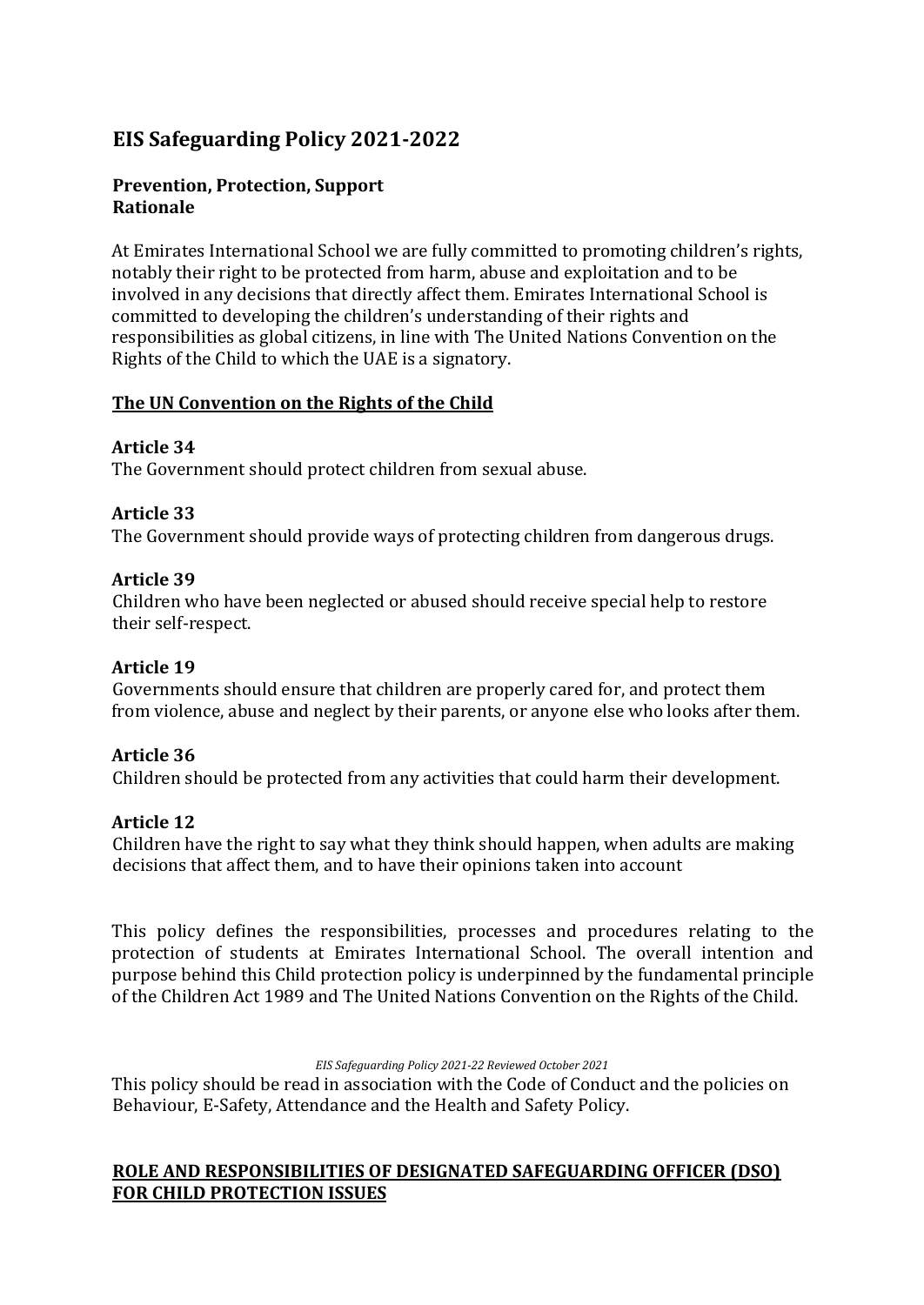## EIS Safeguarding Policy 2021-2022

**Prevention, Protection, Support**
**Rationale**

At Emirates International School we are fully committed to promoting children's rights, notably their right to be protected from harm, abuse and exploitation and to be involved in any decisions that directly affect them. Emirates International School is committed to developing the children's understanding of their rights and responsibilities as global citizens, in line with The United Nations Convention on the Rights of the Child to which the UAE is a signatory.

**The UN Convention on the Rights of the Child**

**Article 34**
The Government should protect children from sexual abuse.

**Article 33**
The Government should provide ways of protecting children from dangerous drugs.

**Article 39**
Children who have been neglected or abused should receive special help to restore their self-respect.

**Article 19**
Governments should ensure that children are properly cared for, and protect them from violence, abuse and neglect by their parents, or anyone else who looks after them.

**Article 36**
Children should be protected from any activities that could harm their development.

**Article 12**
Children have the right to say what they think should happen, when adults are making decisions that affect them, and to have their opinions taken into account

This policy defines the responsibilities, processes and procedures relating to the protection of students at Emirates International School. The overall intention and purpose behind this Child protection policy is underpinned by the fundamental principle of the Children Act 1989 and The United Nations Convention on the Rights of the Child.

This policy should be read in association with the Code of Conduct and the policies on Behaviour, E-Safety, Attendance and the Health and Safety Policy.

**ROLE AND RESPONSIBILITIES OF DESIGNATED SAFEGUARDING OFFICER (DSO) FOR CHILD PROTECTION ISSUES**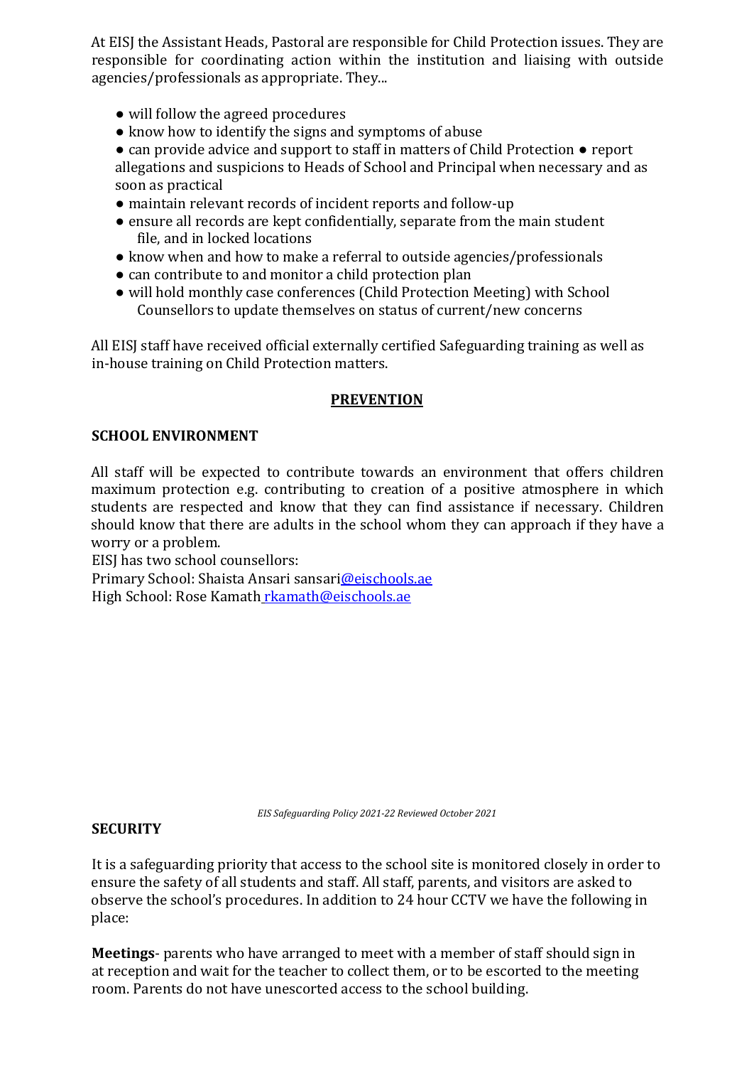At EISJ the Assistant Heads, Pastoral are responsible for Child Protection issues. They are responsible for coordinating action within the institution and liaising with outside agencies/professionals as appropriate. They...

- will follow the agreed procedures
- know how to identify the signs and symptoms of abuse
- can provide advice and support to staff in matters of Child Protection
- report allegations and suspicions to Heads of School and Principal when necessary and as soon as practical
- maintain relevant records of incident reports and follow-up
- ensure all records are kept confidentially, separate from the main student file, and in locked locations
- know when and how to make a referral to outside agencies/professionals
- can contribute to and monitor a child protection plan
- will hold monthly case conferences (Child Protection Meeting) with School Counsellors to update themselves on status of current/new concerns

All EISJ staff have received official externally certified Safeguarding training as well as in-house training on Child Protection matters.

## PREVENTION

### SCHOOL ENVIRONMENT

All staff will be expected to contribute towards an environment that offers children maximum protection e.g. contributing to creation of a positive atmosphere in which students are respected and know that they can find assistance if necessary. Children should know that there are adults in the school whom they can approach if they have a worry or a problem.

EISJ has two school counsellors:

Primary School: Shaista Ansari sansari@eischools.ae

High School: Rose Kamath rkamath@eischools.ae

### SECURITY

It is a safeguarding priority that access to the school site is monitored closely in order to ensure the safety of all students and staff. All staff, parents, and visitors are asked to observe the school's procedures. In addition to 24 hour CCTV we have the following in place:

**Meetings**- parents who have arranged to meet with a member of staff should sign in at reception and wait for the teacher to collect them, or to be escorted to the meeting room. Parents do not have unescorted access to the school building.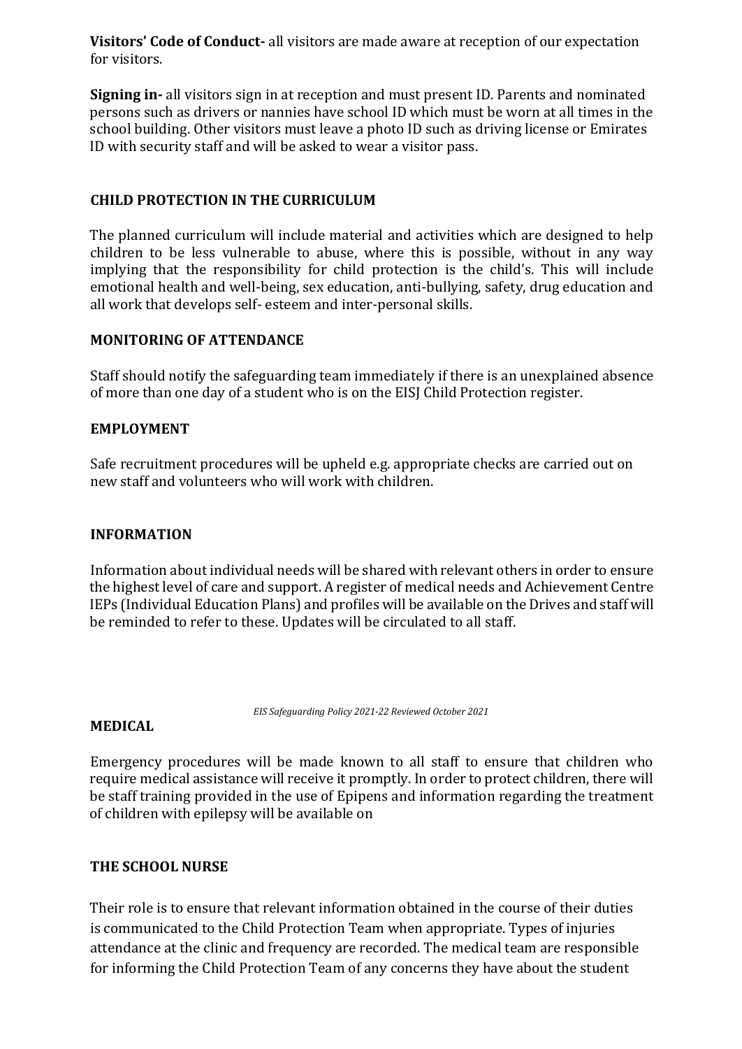**Visitors' Code of Conduct-** all visitors are made aware at reception of our expectation for visitors.

**Signing in-** all visitors sign in at reception and must present ID. Parents and nominated persons such as drivers or nannies have school ID which must be worn at all times in the school building. Other visitors must leave a photo ID such as driving license or Emirates ID with security staff and will be asked to wear a visitor pass.

## CHILD PROTECTION IN THE CURRICULUM

The planned curriculum will include material and activities which are designed to help children to be less vulnerable to abuse, where this is possible, without in any way implying that the responsibility for child protection is the child's. This will include emotional health and well-being, sex education, anti-bullying, safety, drug education and all work that develops self- esteem and inter-personal skills.

## MONITORING OF ATTENDANCE

Staff should notify the safeguarding team immediately if there is an unexplained absence of more than one day of a student who is on the EISJ Child Protection register.

## EMPLOYMENT

Safe recruitment procedures will be upheld e.g. appropriate checks are carried out on new staff and volunteers who will work with children.

## INFORMATION

Information about individual needs will be shared with relevant others in order to ensure the highest level of care and support. A register of medical needs and Achievement Centre IEPs (Individual Education Plans) and profiles will be available on the Drives and staff will be reminded to refer to these. Updates will be circulated to all staff.

## MEDICAL

Emergency procedures will be made known to all staff to ensure that children who require medical assistance will receive it promptly. In order to protect children, there will be staff training provided in the use of Epipens and information regarding the treatment of children with epilepsy will be available on

## THE SCHOOL NURSE

Their role is to ensure that relevant information obtained in the course of their duties is communicated to the Child Protection Team when appropriate. Types of injuries attendance at the clinic and frequency are recorded. The medical team are responsible for informing the Child Protection Team of any concerns they have about the student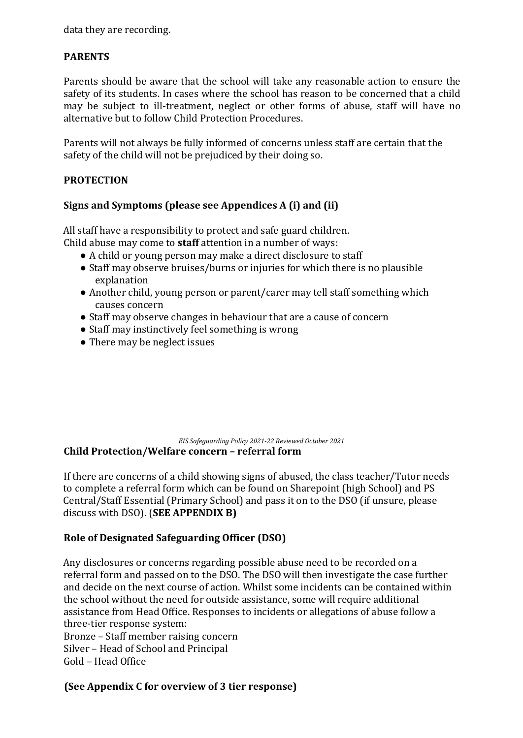data they are recording.

**PARENTS**

Parents should be aware that the school will take any reasonable action to ensure the safety of its students. In cases where the school has reason to be concerned that a child may be subject to ill-treatment, neglect or other forms of abuse, staff will have no alternative but to follow Child Protection Procedures.

Parents will not always be fully informed of concerns unless staff are certain that the safety of the child will not be prejudiced by their doing so.

**PROTECTION**

**Signs and Symptoms (please see Appendices A (i) and (ii)**

All staff have a responsibility to protect and safe guard children.
Child abuse may come to **staff** attention in a number of ways:

- A child or young person may make a direct disclosure to staff
- Staff may observe bruises/burns or injuries for which there is no plausible explanation
- Another child, young person or parent/carer may tell staff something which causes concern
- Staff may observe changes in behaviour that are a cause of concern
- Staff may instinctively feel something is wrong
- There may be neglect issues

**Child Protection/Welfare concern – referral form**

If there are concerns of a child showing signs of abused, the class teacher/Tutor needs to complete a referral form which can be found on Sharepoint (high School) and PS Central/Staff Essential (Primary School) and pass it on to the DSO (if unsure, please discuss with DSO). (**SEE APPENDIX B)**

**Role of Designated Safeguarding Officer (DSO)**

Any disclosures or concerns regarding possible abuse need to be recorded on a referral form and passed on to the DSO. The DSO will then investigate the case further and decide on the next course of action. Whilst some incidents can be contained within the school without the need for outside assistance, some will require additional assistance from Head Office. Responses to incidents or allegations of abuse follow a three-tier response system:
Bronze – Staff member raising concern
Silver – Head of School and Principal
Gold – Head Office

**(See Appendix C for overview of 3 tier response)**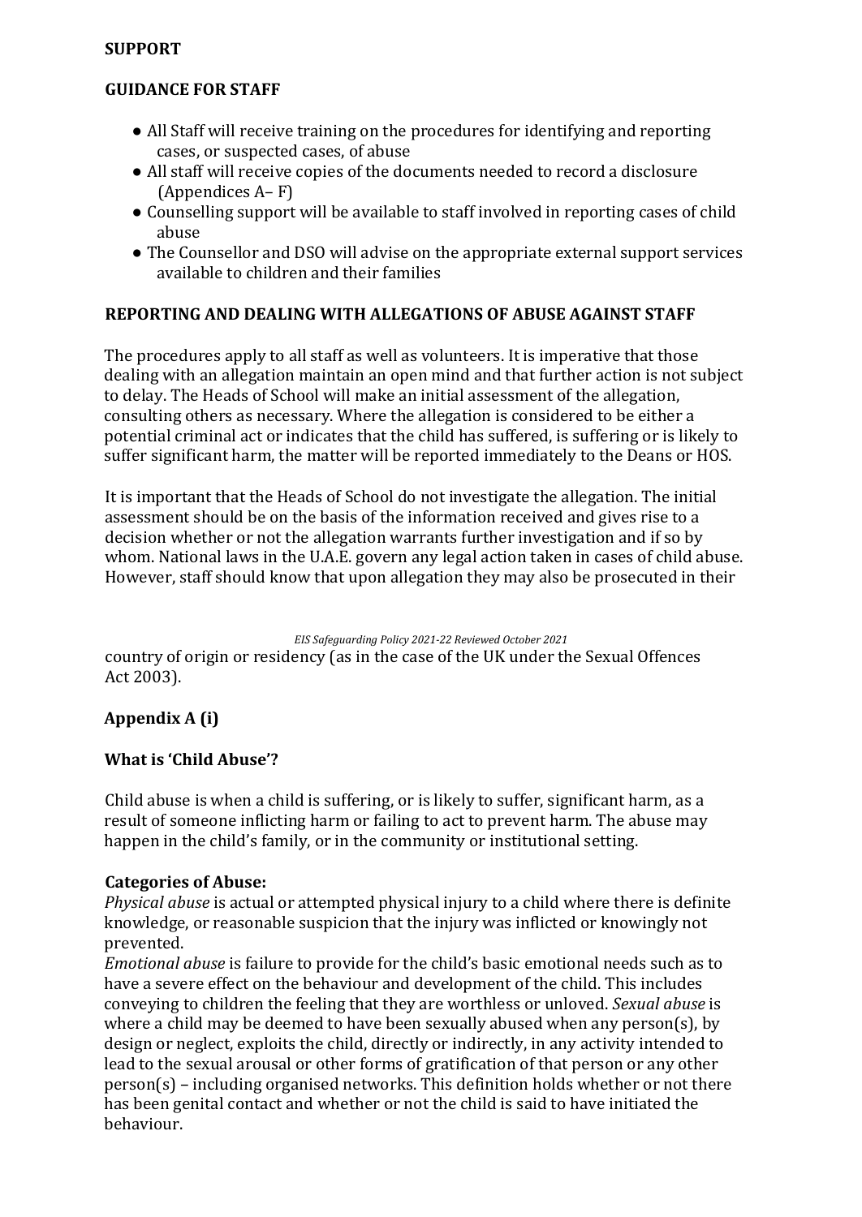**SUPPORT**

**GUIDANCE FOR STAFF**

- All Staff will receive training on the procedures for identifying and reporting cases, or suspected cases, of abuse
- All staff will receive copies of the documents needed to record a disclosure (Appendices A– F)
- Counselling support will be available to staff involved in reporting cases of child abuse
- The Counsellor and DSO will advise on the appropriate external support services available to children and their families

**REPORTING AND DEALING WITH ALLEGATIONS OF ABUSE AGAINST STAFF**

The procedures apply to all staff as well as volunteers. It is imperative that those dealing with an allegation maintain an open mind and that further action is not subject to delay. The Heads of School will make an initial assessment of the allegation, consulting others as necessary. Where the allegation is considered to be either a potential criminal act or indicates that the child has suffered, is suffering or is likely to suffer significant harm, the matter will be reported immediately to the Deans or HOS.

It is important that the Heads of School do not investigate the allegation. The initial assessment should be on the basis of the information received and gives rise to a decision whether or not the allegation warrants further investigation and if so by whom. National laws in the U.A.E. govern any legal action taken in cases of child abuse. However, staff should know that upon allegation they may also be prosecuted in their country of origin or residency (as in the case of the UK under the Sexual Offences Act 2003).

**Appendix A (i)**

**What is 'Child Abuse'?**

Child abuse is when a child is suffering, or is likely to suffer, significant harm, as a result of someone inflicting harm or failing to act to prevent harm. The abuse may happen in the child's family, or in the community or institutional setting.

**Categories of Abuse:**

*Physical abuse* is actual or attempted physical injury to a child where there is definite knowledge, or reasonable suspicion that the injury was inflicted or knowingly not prevented.

*Emotional abuse* is failure to provide for the child's basic emotional needs such as to have a severe effect on the behaviour and development of the child. This includes conveying to children the feeling that they are worthless or unloved. *Sexual abuse* is where a child may be deemed to have been sexually abused when any person(s), by design or neglect, exploits the child, directly or indirectly, in any activity intended to lead to the sexual arousal or other forms of gratification of that person or any other person(s) – including organised networks. This definition holds whether or not there has been genital contact and whether or not the child is said to have initiated the behaviour.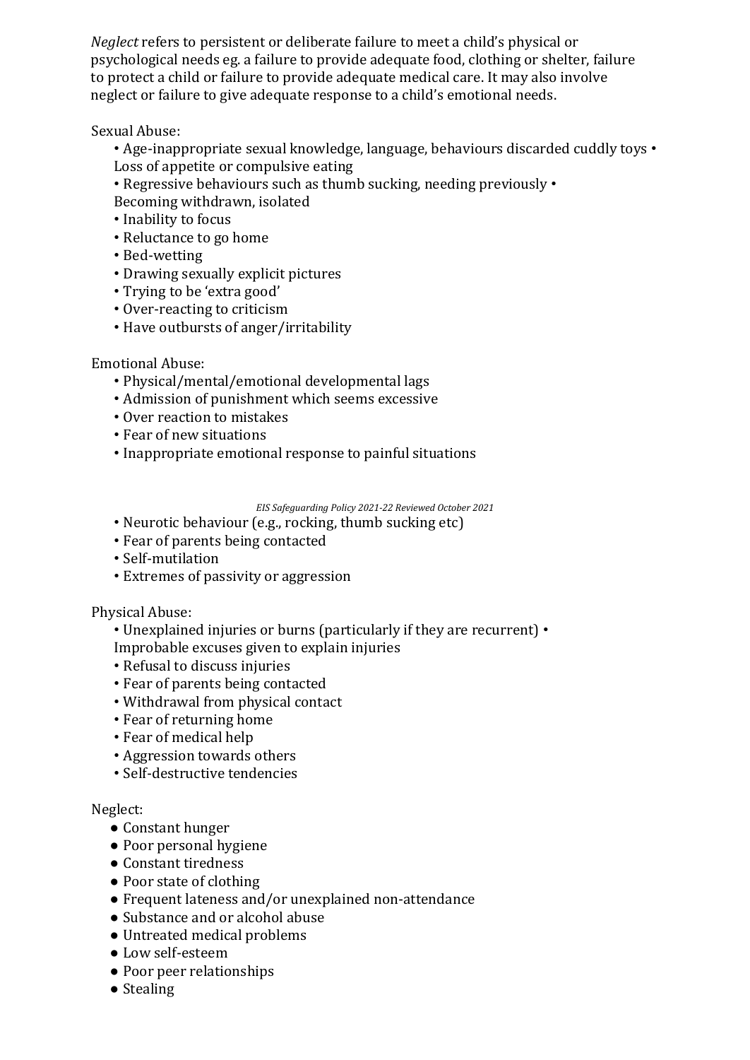*Neglect* refers to persistent or deliberate failure to meet a child's physical or psychological needs eg. a failure to provide adequate food, clothing or shelter, failure to protect a child or failure to provide adequate medical care. It may also involve neglect or failure to give adequate response to a child's emotional needs.

Sexual Abuse:

- Age-inappropriate sexual knowledge, language, behaviours discarded cuddly toys • Loss of appetite or compulsive eating
- Regressive behaviours such as thumb sucking, needing previously • Becoming withdrawn, isolated
- Inability to focus
- Reluctance to go home
- Bed-wetting
- Drawing sexually explicit pictures
- Trying to be 'extra good'
- Over-reacting to criticism
- Have outbursts of anger/irritability

Emotional Abuse:

- Physical/mental/emotional developmental lags
- Admission of punishment which seems excessive
- Over reaction to mistakes
- Fear of new situations
- Inappropriate emotional response to painful situations
- Neurotic behaviour (e.g., rocking, thumb sucking etc)
- Fear of parents being contacted
- Self-mutilation
- Extremes of passivity or aggression

Physical Abuse:

- Unexplained injuries or burns (particularly if they are recurrent) • Improbable excuses given to explain injuries
- Refusal to discuss injuries
- Fear of parents being contacted
- Withdrawal from physical contact
- Fear of returning home
- Fear of medical help
- Aggression towards others
- Self-destructive tendencies

Neglect:

- Constant hunger
- Poor personal hygiene
- Constant tiredness
- Poor state of clothing
- Frequent lateness and/or unexplained non-attendance
- Substance and or alcohol abuse
- Untreated medical problems
- Low self-esteem
- Poor peer relationships
- Stealing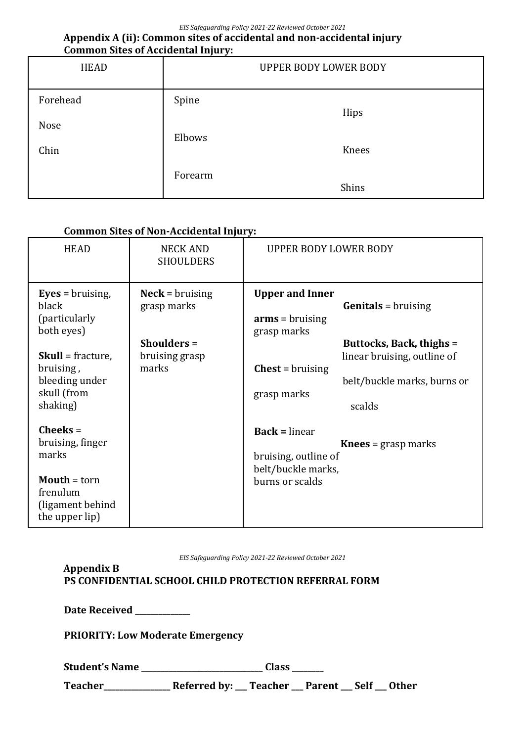## Appendix A (ii): Common sites of accidental and non-accidental injury

**Common Sites of Accidental Injury:**

| HEAD | UPPER BODY | LOWER BODY |
|---|---|---|
| Forehead<br>Nose<br>Chin | Spine<br>Elbows<br>Forearm | Hips<br>Knees<br>Shins |

**Common Sites of Non-Accidental Injury:**

| HEAD | NECK AND SHOULDERS | UPPER BODY | LOWER BODY |
|---|---|---|---|
| **Eyes** = bruising, black (particularly both eyes)<br><br>**Skull** = fracture, bruising , bleeding under skull (from shaking)<br><br>**Cheeks** = bruising, finger marks<br><br>**Mouth** = torn frenulum (ligament behind the upper lip) | **Neck** = bruising grasp marks<br><br>**Shoulders** = bruising grasp marks | **Upper and Inner arms** = bruising grasp marks<br><br>**Chest** = bruising grasp marks<br><br>**Back =** linear bruising, outline of belt/buckle marks, burns or scalds | **Genitals** = bruising<br><br>**Buttocks, Back, thighs** = linear bruising, outline of belt/buckle marks, burns or scalds<br><br>**Knees** = grasp marks |

## Appendix B

## PS CONFIDENTIAL SCHOOL CHILD PROTECTION REFERRAL FORM

**Date Received \_\_\_\_\_\_\_\_\_\_\_\_\_\_**

**PRIORITY: Low Moderate Emergency**

**Student's Name \_\_\_\_\_\_\_\_\_\_\_\_\_\_\_\_\_\_\_\_\_\_\_\_\_\_\_\_\_\_\_ Class \_\_\_\_\_\_\_\_**

**Teacher\_\_\_\_\_\_\_\_\_\_\_\_\_\_\_\_\_ Referred by: \_\_\_ Teacher \_\_\_ Parent \_\_\_ Self \_\_\_ Other**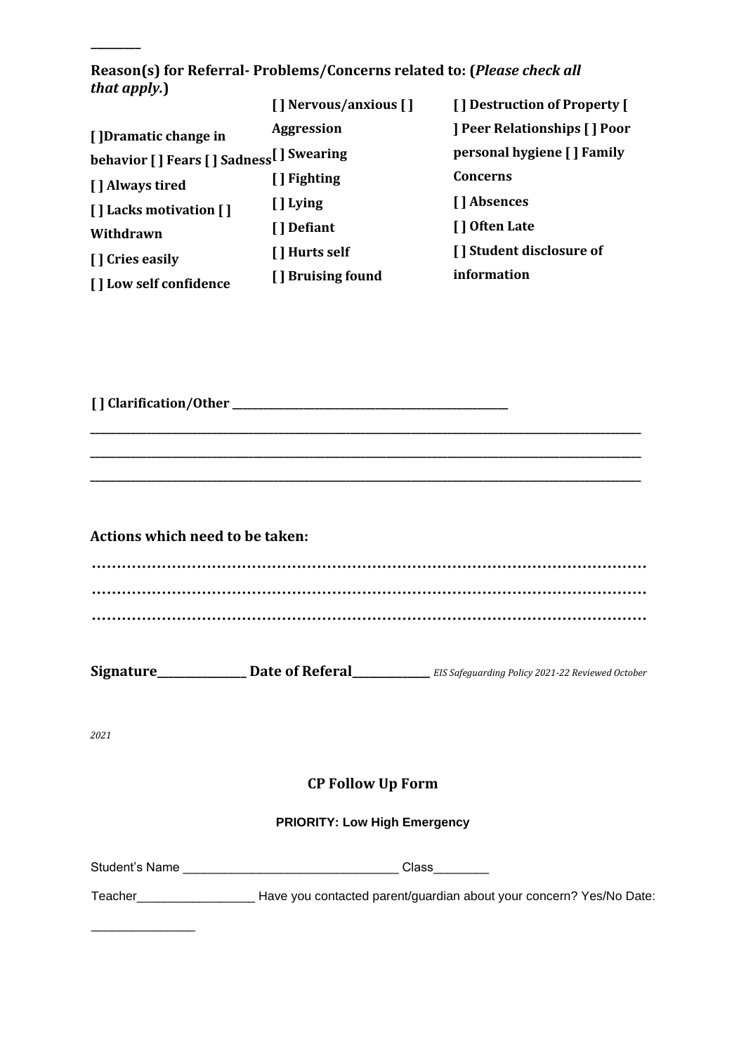________

**Reason(s) for Referral- Problems/Concerns related to: (*Please check all that apply.*)**

**[ ]Dramatic change in behavior [ ] Fears [ ] Sadness**
**[ ] Always tired**
**[ ] Lacks motivation [ ] Withdrawn**
**[ ] Cries easily**
**[ ] Low self confidence**

**[ ] Nervous/anxious [ ] Aggression**
**[ ] Swearing**
**[ ] Fighting**
**[ ] Lying**
**[ ] Defiant**
**[ ] Hurts self**
**[ ] Bruising found**

**[ ] Destruction of Property [ ] Peer Relationships [ ] Poor personal hygiene [ ] Family Concerns**
**[ ] Absences**
**[ ] Often Late**
**[ ] Student disclosure of information**

**[ ] Clarification/Other ________________________________________________**

_____________________________________________________________________________________________

_____________________________________________________________________________________________

_____________________________________________________________________________________________

**Actions which need to be taken:**

…………………………………………………………………………………………………

…………………………………………………………………………………………………

…………………………………………………………………………………………………

**Signature______________ Date of Referal____________** *EIS Safeguarding Policy 2021-22 Reviewed October 2021*

## CP Follow Up Form

**PRIORITY: Low High Emergency**

Student's Name ______________________________ Class________

Teacher_________________ Have you contacted parent/guardian about your concern? Yes/No Date: _______________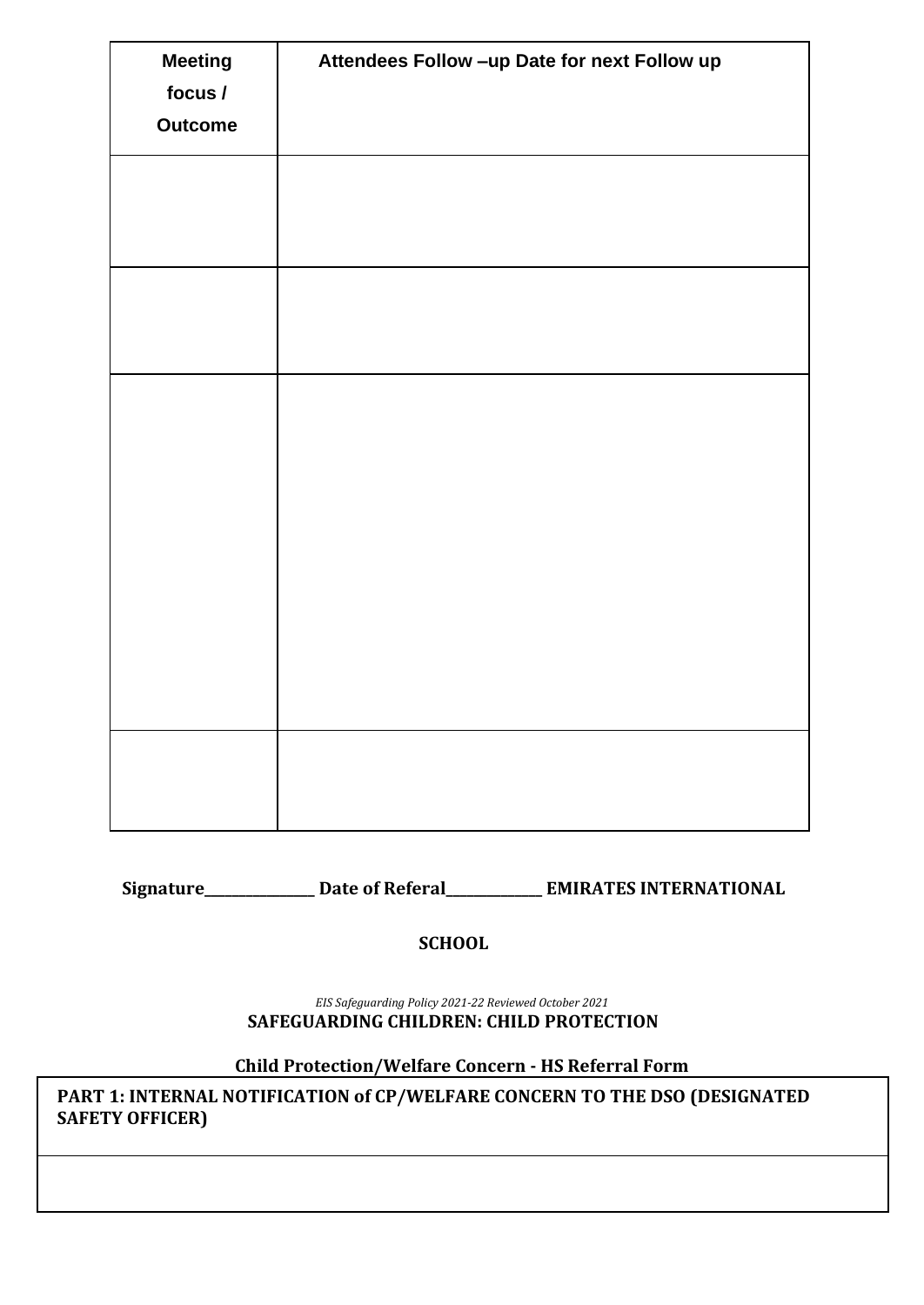| Meeting focus / Outcome | Attendees Follow –up Date for next Follow up |
|---|---|
| | |
| | |
| | |
| | |

**Signature_______________ Date of Referal_____________ EMIRATES INTERNATIONAL SCHOOL**

*EIS Safeguarding Policy 2021-22 Reviewed October 2021*

**SAFEGUARDING CHILDREN: CHILD PROTECTION**

**Child Protection/Welfare Concern - HS Referral Form**

| PART 1: INTERNAL NOTIFICATION of CP/WELFARE CONCERN TO THE DSO (DESIGNATED SAFETY OFFICER) |
|---|
| |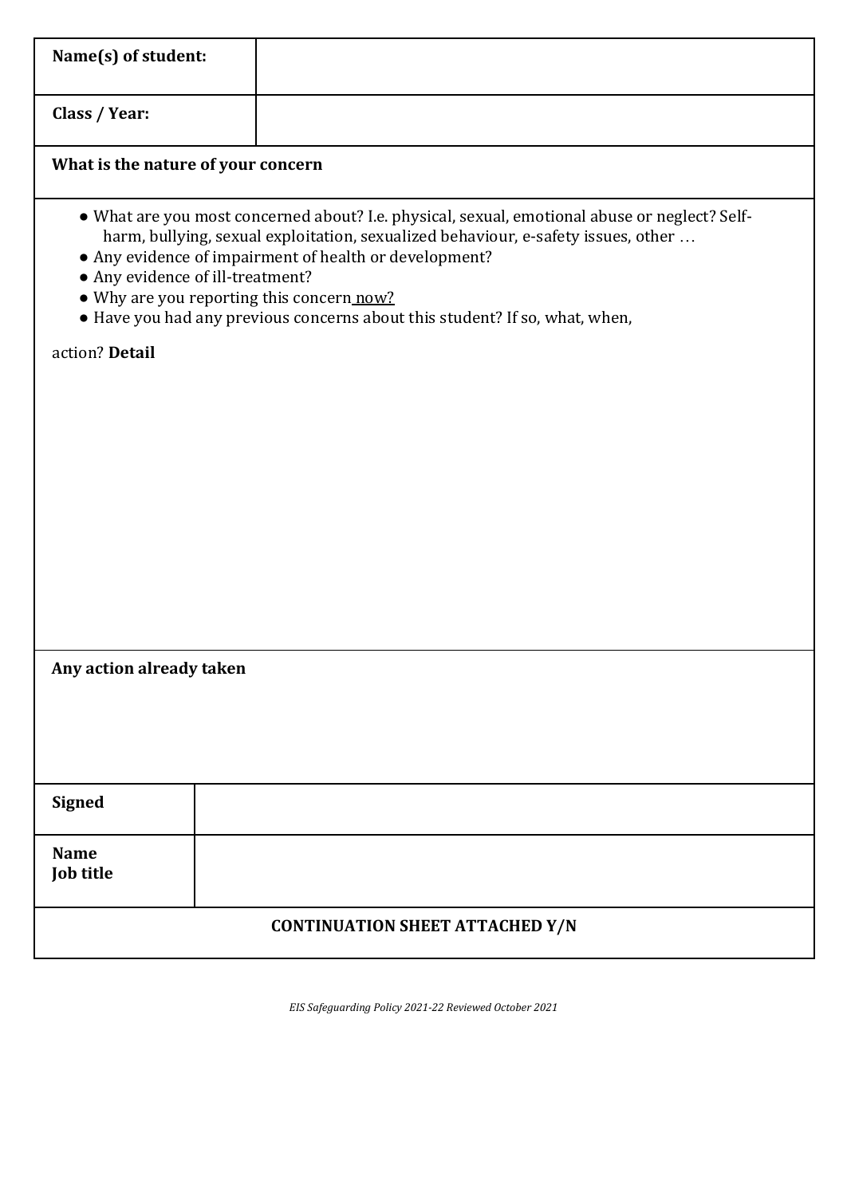| **Name(s) of student:** | |
|---|---|
| **Class / Year:** | |

**What is the nature of your concern**

- What are you most concerned about? I.e. physical, sexual, emotional abuse or neglect? Self-harm, bullying, sexual exploitation, sexualized behaviour, e-safety issues, other …
- Any evidence of impairment of health or development?
- Any evidence of ill-treatment?
- Why are you reporting this concern now?
- Have you had any previous concerns about this student? If so, what, when,

action? **Detail**

**Any action already taken**

| **Signed** | |
|---|---|
| **Name**<br>**Job title** | |

**CONTINUATION SHEET ATTACHED Y/N**

*EIS Safeguarding Policy 2021-22 Reviewed October 2021*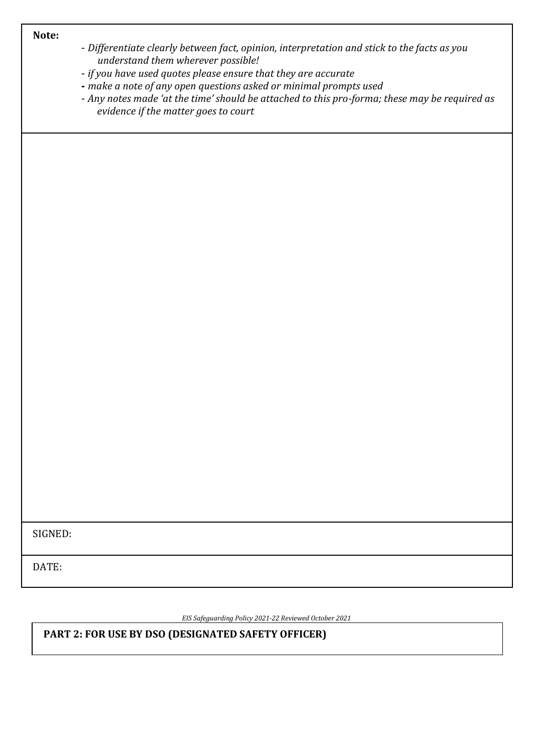| **Note:**<br>- *Differentiate clearly between fact, opinion, interpretation and stick to the facts as you understand them wherever possible!*<br>- *if you have used quotes please ensure that they are accurate*<br>- *make a note of any open questions asked or minimal prompts used*<br>- *Any notes made 'at the time' should be attached to this pro-forma; these may be required as evidence if the matter goes to court* |
| --- |
| |
| SIGNED: |
| DATE: |

*EIS Safeguarding Policy 2021-22 Reviewed October 2021*

## PART 2: FOR USE BY DSO (DESIGNATED SAFETY OFFICER)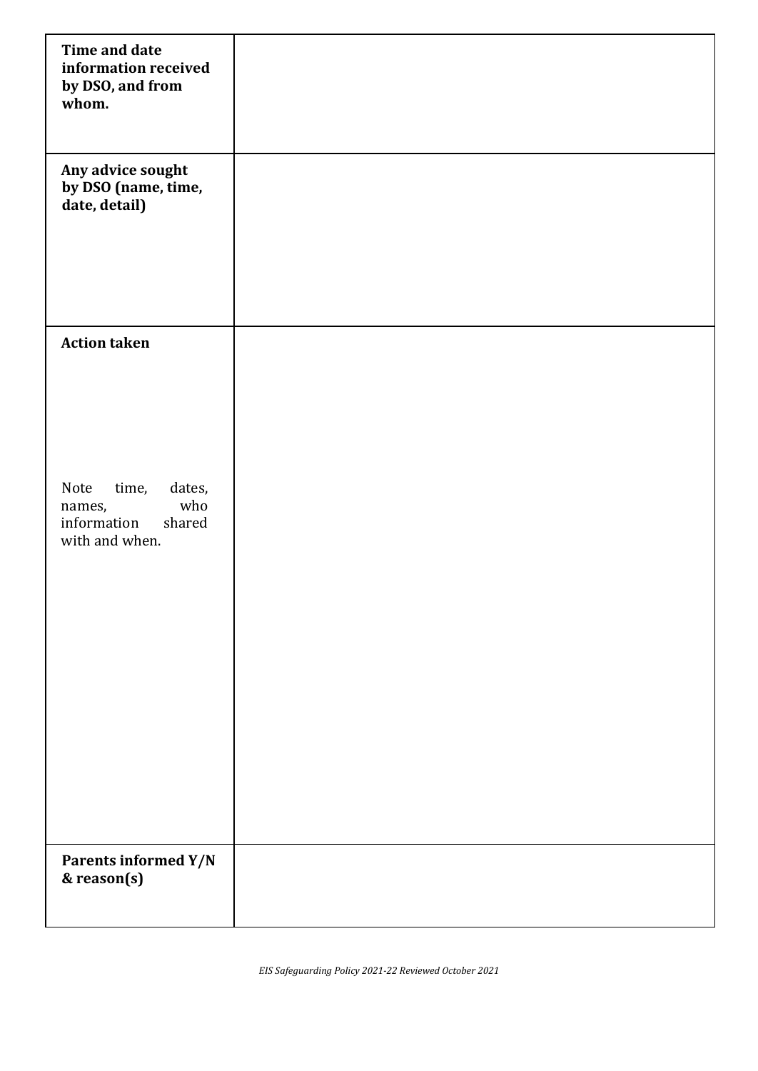| | |
|---|---|
| **Time and date information received by DSO, and from whom.** | |
| **Any advice sought by DSO (name, time, date, detail)** | |
| **Action taken**<br><br>Note time, dates, names, who information shared with and when. | |
| **Parents informed Y/N & reason(s)** | |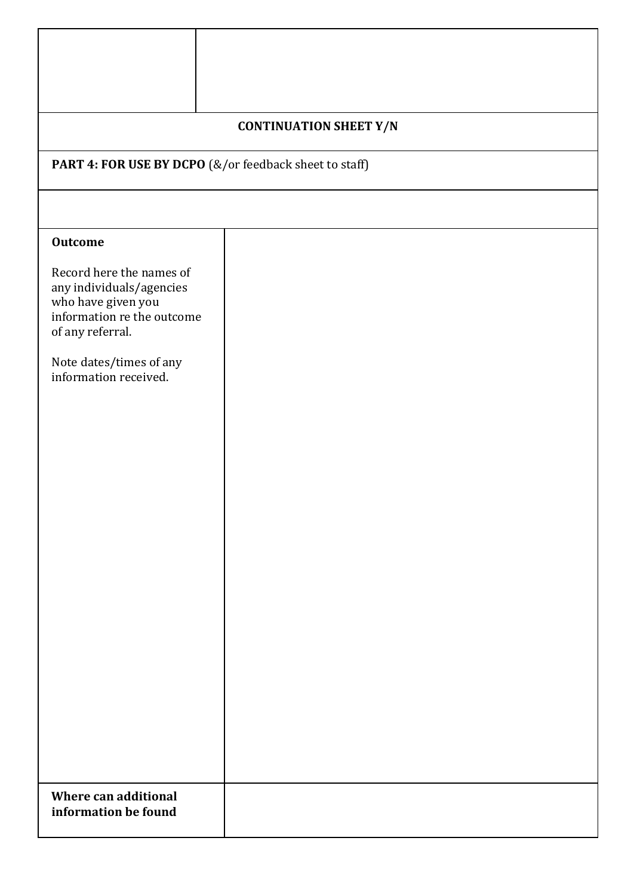| | |
|---|---|
| | |
| **CONTINUATION SHEET Y/N** | |
| **PART 4: FOR USE BY DCPO** (&/or feedback sheet to staff) | |
| | |
| **Outcome**<br><br>Record here the names of any individuals/agencies who have given you information re the outcome of any referral.<br><br>Note dates/times of any information received. | |
| **Where can additional information be found** | |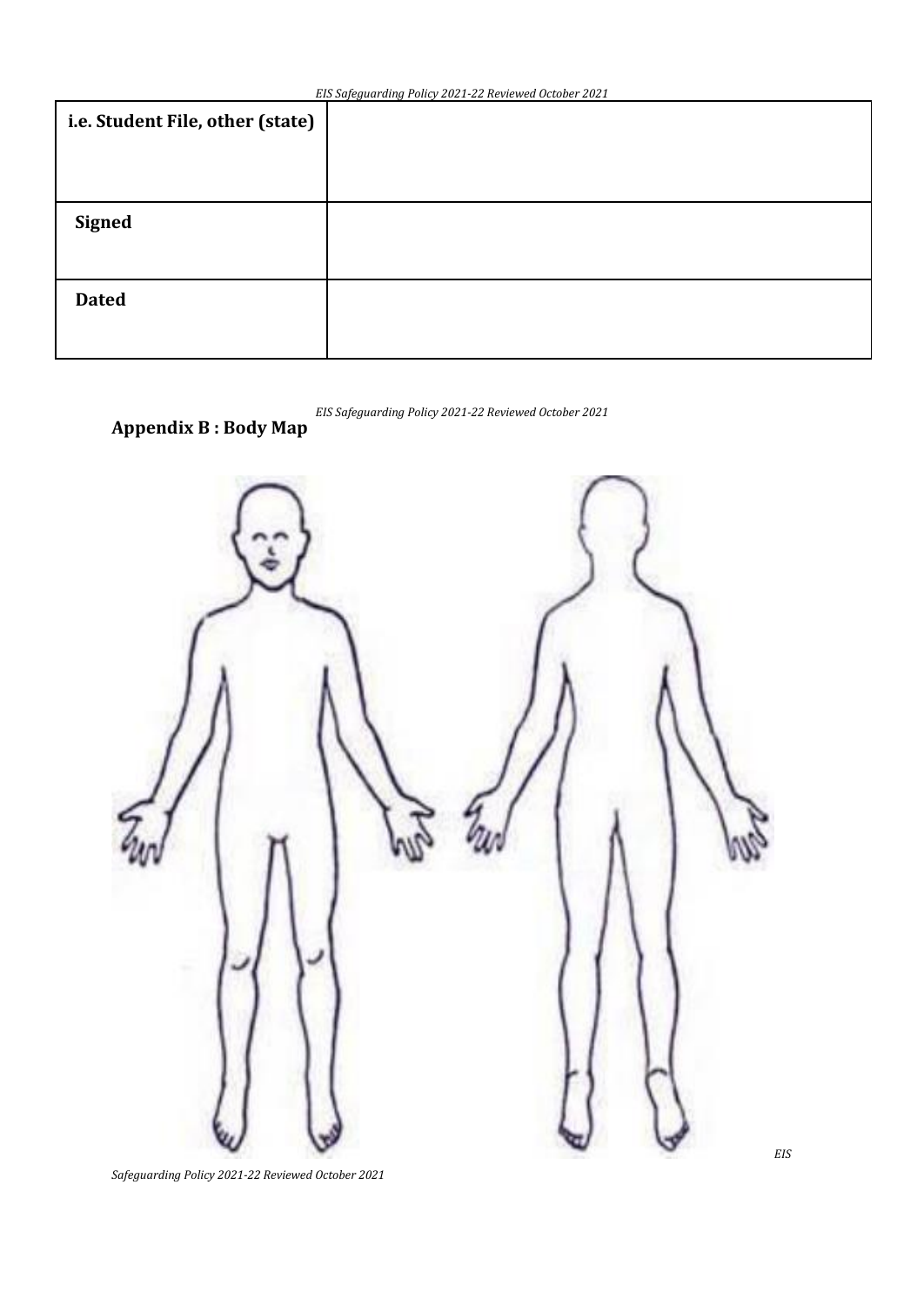| i.e. Student File, other (state) | |
|---|---|
| **Signed** | |
| **Dated** | |

## Appendix B : Body Map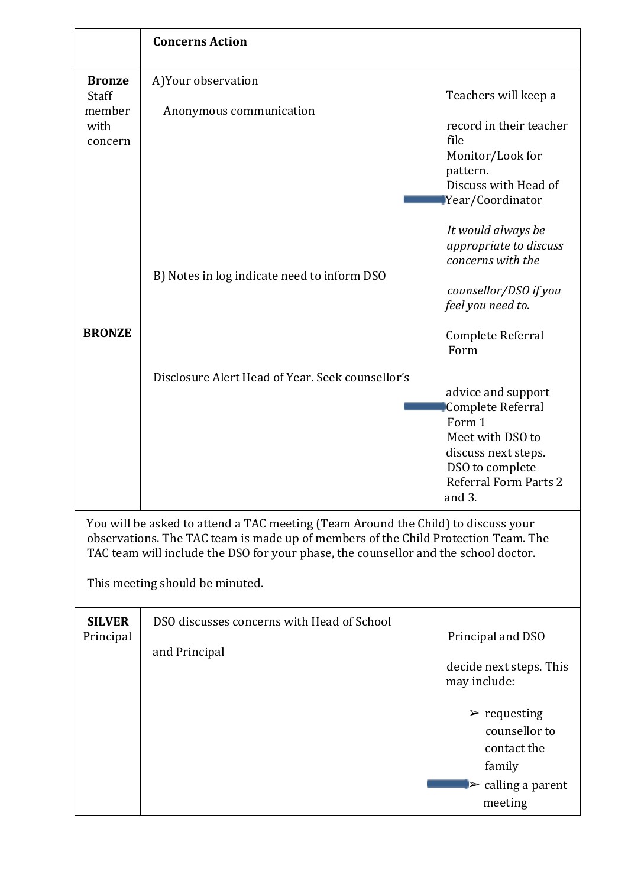| | Concerns Action | |
|---|---|---|
| **Bronze** Staff member with concern | A)Your observation<br><br>Anonymous communication | Teachers will keep a record in their teacher file<br>Monitor/Look for pattern.<br>Discuss with Head of Year/Coordinator<br><br>*It would always be appropriate to discuss concerns with the counsellor/DSO if you feel you need to.* |
| **BRONZE** | B) Notes in log indicate need to inform DSO | Complete Referral Form |
| | Disclosure Alert Head of Year. Seek counsellor's advice and support | Complete Referral Form 1<br>Meet with DSO to discuss next steps.<br>DSO to complete Referral Form Parts 2 and 3. |
| You will be asked to attend a TAC meeting (Team Around the Child) to discuss your observations. The TAC team is made up of members of the Child Protection Team. The TAC team will include the DSO for your phase, the counsellor and the school doctor.<br><br>This meeting should be minuted. | | |
| **SILVER** Principal | DSO discusses concerns with Head of School and Principal | Principal and DSO decide next steps. This may include:<br>➢ requesting counsellor to contact the family<br>➢ calling a parent meeting |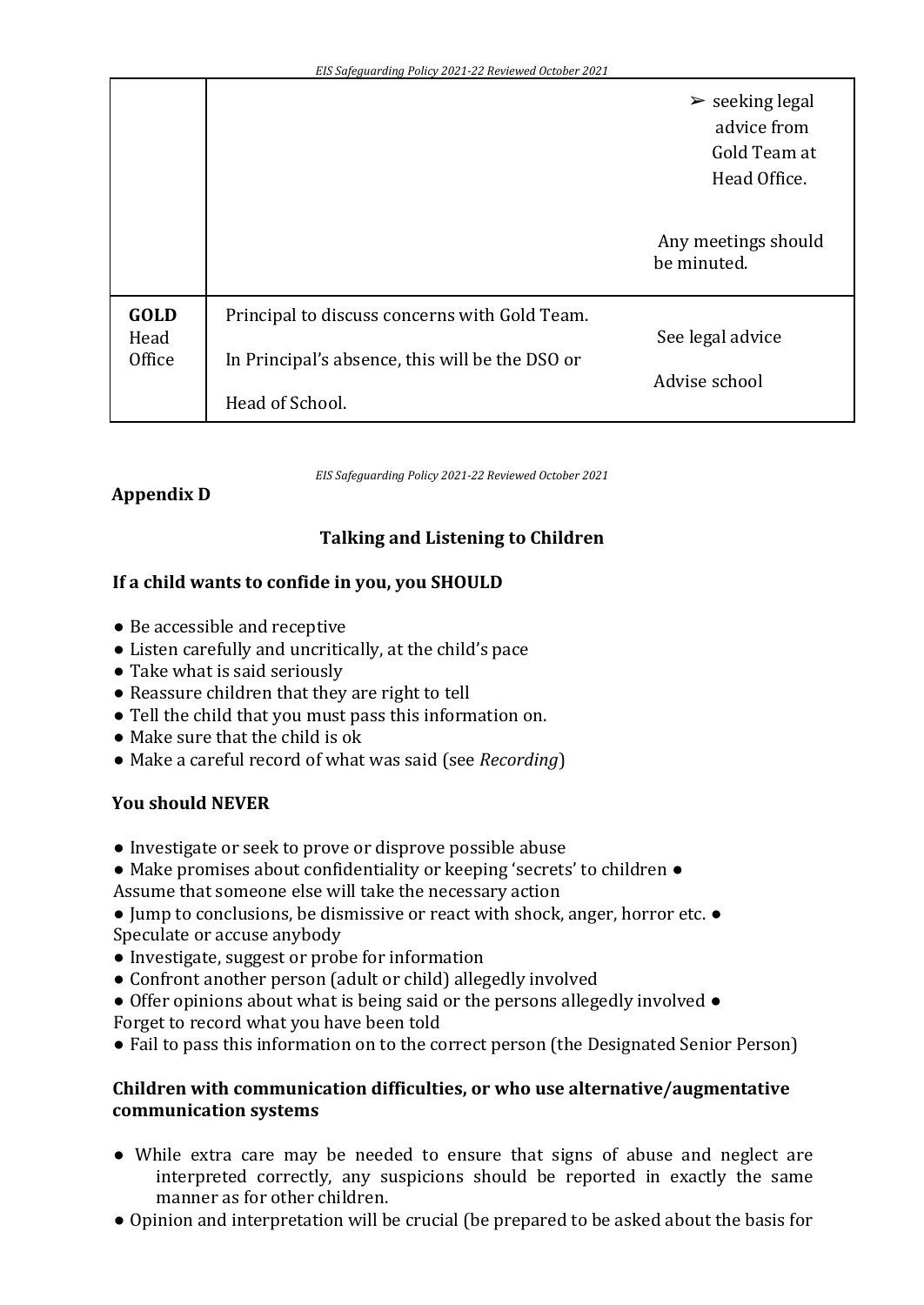| | | |
|---|---|---|
| | | ➢ seeking legal advice from Gold Team at Head Office.<br><br>Any meetings should be minuted. |
| **GOLD** Head Office | Principal to discuss concerns with Gold Team.<br><br>In Principal's absence, this will be the DSO or Head of School. | See legal advice<br><br>Advise school |

**Appendix D**

### Talking and Listening to Children

**If a child wants to confide in you, you SHOULD**

- Be accessible and receptive
- Listen carefully and uncritically, at the child's pace
- Take what is said seriously
- Reassure children that they are right to tell
- Tell the child that you must pass this information on.
- Make sure that the child is ok
- Make a careful record of what was said (see *Recording*)

**You should NEVER**

- Investigate or seek to prove or disprove possible abuse
- Make promises about confidentiality or keeping 'secrets' to children
- Assume that someone else will take the necessary action
- Jump to conclusions, be dismissive or react with shock, anger, horror etc.
- Speculate or accuse anybody
- Investigate, suggest or probe for information
- Confront another person (adult or child) allegedly involved
- Offer opinions about what is being said or the persons allegedly involved
- Forget to record what you have been told
- Fail to pass this information on to the correct person (the Designated Senior Person)

**Children with communication difficulties, or who use alternative/augmentative communication systems**

- While extra care may be needed to ensure that signs of abuse and neglect are interpreted correctly, any suspicions should be reported in exactly the same manner as for other children.
- Opinion and interpretation will be crucial (be prepared to be asked about the basis for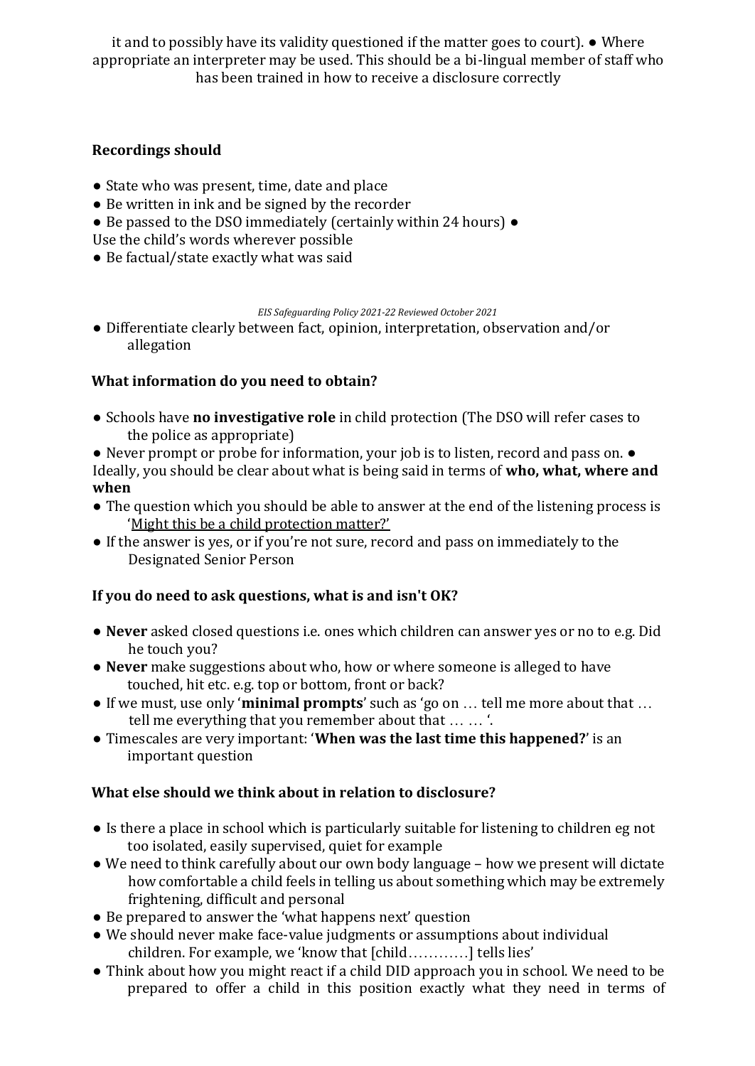it and to possibly have its validity questioned if the matter goes to court). ● Where appropriate an interpreter may be used. This should be a bi-lingual member of staff who has been trained in how to receive a disclosure correctly

**Recordings should**

- State who was present, time, date and place
- Be written in ink and be signed by the recorder
- Be passed to the DSO immediately (certainly within 24 hours)
- Use the child's words wherever possible
- Be factual/state exactly what was said
- Differentiate clearly between fact, opinion, interpretation, observation and/or allegation

**What information do you need to obtain?**

- Schools have **no investigative role** in child protection (The DSO will refer cases to the police as appropriate)
- Never prompt or probe for information, your job is to listen, record and pass on.
- Ideally, you should be clear about what is being said in terms of **who, what, where and when**
- The question which you should be able to answer at the end of the listening process is '<u>Might this be a child protection matter?'</u>
- If the answer is yes, or if you're not sure, record and pass on immediately to the Designated Senior Person

**If you do need to ask questions, what is and isn't OK?**

- **Never** asked closed questions i.e. ones which children can answer yes or no to e.g. Did he touch you?
- **Never** make suggestions about who, how or where someone is alleged to have touched, hit etc. e.g. top or bottom, front or back?
- If we must, use only '**minimal prompts**' such as 'go on … tell me more about that … tell me everything that you remember about that … … '.
- Timescales are very important: '**When was the last time this happened?**' is an important question

**What else should we think about in relation to disclosure?**

- Is there a place in school which is particularly suitable for listening to children eg not too isolated, easily supervised, quiet for example
- We need to think carefully about our own body language – how we present will dictate how comfortable a child feels in telling us about something which may be extremely frightening, difficult and personal
- Be prepared to answer the 'what happens next' question
- We should never make face-value judgments or assumptions about individual children. For example, we 'know that [child…………] tells lies'
- Think about how you might react if a child DID approach you in school. We need to be prepared to offer a child in this position exactly what they need in terms of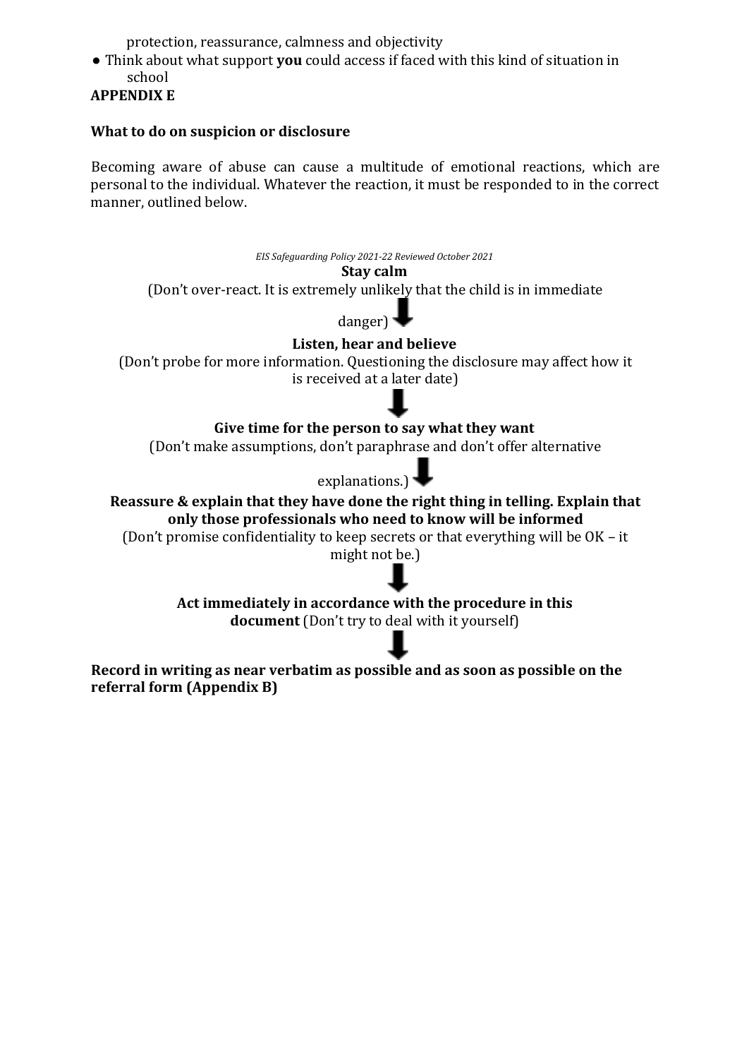protection, reassurance, calmness and objectivity

- Think about what support **you** could access if faced with this kind of situation in school

**APPENDIX E**

**What to do on suspicion or disclosure**

Becoming aware of abuse can cause a multitude of emotional reactions, which are personal to the individual. Whatever the reaction, it must be responded to in the correct manner, outlined below.

**Stay calm**
(Don't over-react. It is extremely unlikely that the child is in immediate danger)

↓

**Listen, hear and believe**
(Don't probe for more information. Questioning the disclosure may affect how it is received at a later date)

↓

**Give time for the person to say what they want**
(Don't make assumptions, don't paraphrase and don't offer alternative explanations.)

↓

**Reassure & explain that they have done the right thing in telling. Explain that only those professionals who need to know will be informed**
(Don't promise confidentiality to keep secrets or that everything will be OK – it might not be.)

↓

**Act immediately in accordance with the procedure in this document** (Don't try to deal with it yourself)

↓

**Record in writing as near verbatim as possible and as soon as possible on the referral form (Appendix B)**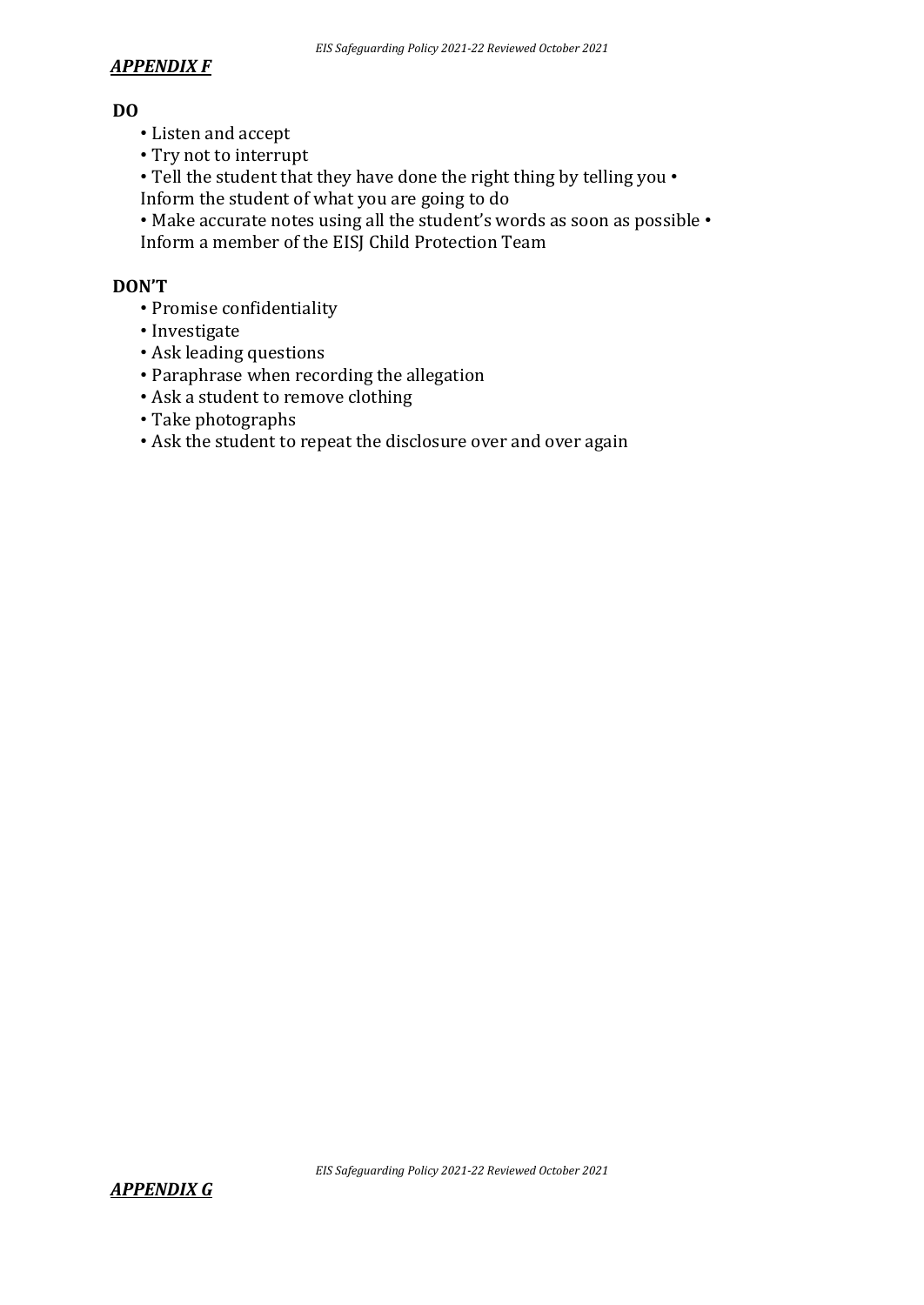***APPENDIX F***

**DO**

- Listen and accept
- Try not to interrupt
- Tell the student that they have done the right thing by telling you
- Inform the student of what you are going to do
- Make accurate notes using all the student's words as soon as possible
- Inform a member of the EISJ Child Protection Team

**DON'T**

- Promise confidentiality
- Investigate
- Ask leading questions
- Paraphrase when recording the allegation
- Ask a student to remove clothing
- Take photographs
- Ask the student to repeat the disclosure over and over again

***APPENDIX G***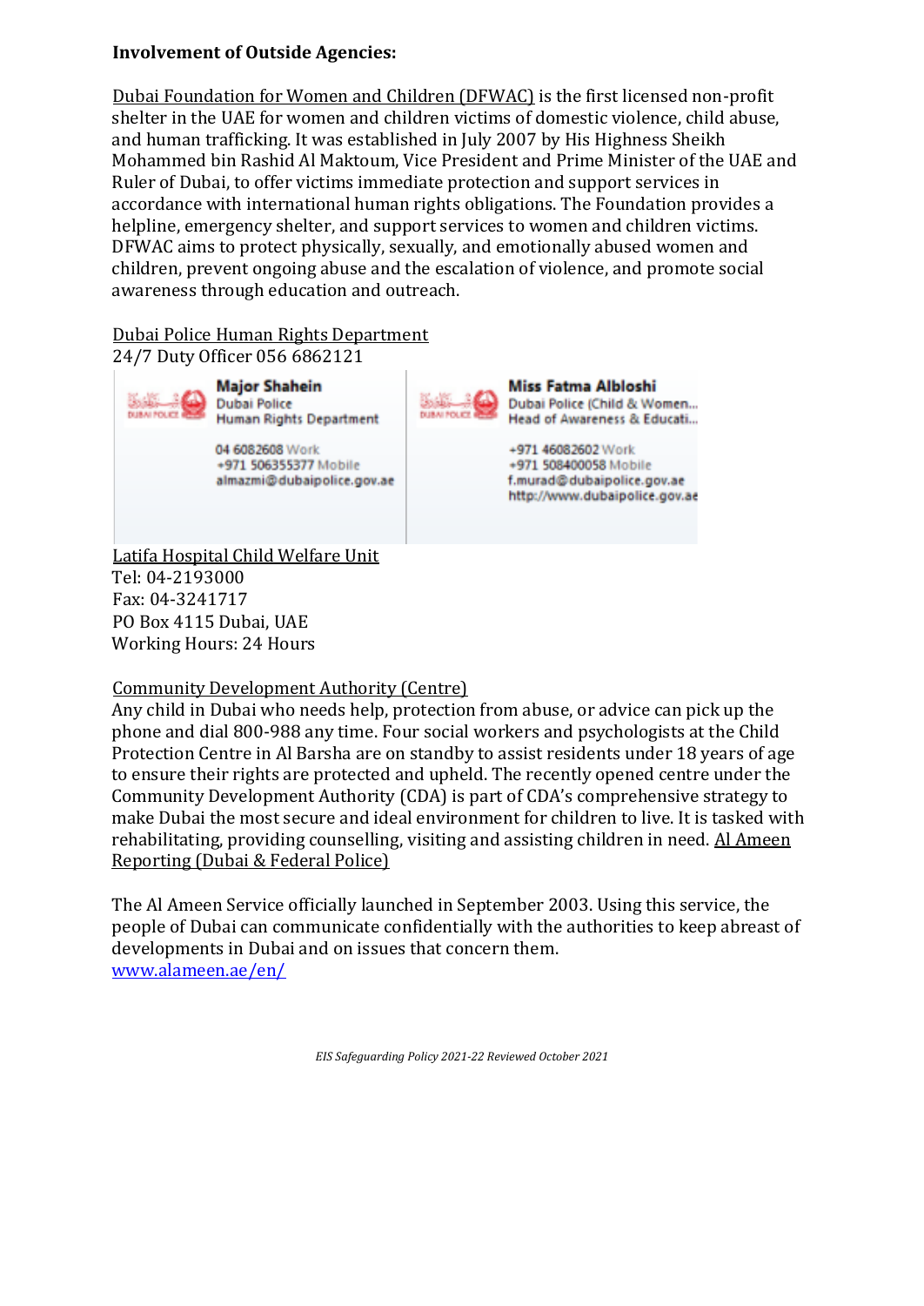**Involvement of Outside Agencies:**

Dubai Foundation for Women and Children (DFWAC) is the first licensed non-profit shelter in the UAE for women and children victims of domestic violence, child abuse, and human trafficking. It was established in July 2007 by His Highness Sheikh Mohammed bin Rashid Al Maktoum, Vice President and Prime Minister of the UAE and Ruler of Dubai, to offer victims immediate protection and support services in accordance with international human rights obligations. The Foundation provides a helpline, emergency shelter, and support services to women and children victims. DFWAC aims to protect physically, sexually, and emotionally abused women and children, prevent ongoing abuse and the escalation of violence, and promote social awareness through education and outreach.

Dubai Police Human Rights Department
24/7 Duty Officer 056 6862121

**Major Shahein**
Dubai Police
Human Rights Department

04 6082608 Work
+971 506355377 Mobile
almazmi@dubaipolice.gov.ae

**Miss Fatma Alboshi**
Dubai Police (Child & Women...
Head of Awareness & Educati...

+971 46082602 Work
+971 508400058 Mobile
f.murad@dubaipolice.gov.ae
http://www.dubaipolice.gov.ae

Latifa Hospital Child Welfare Unit
Tel: 04-2193000
Fax: 04-3241717
PO Box 4115 Dubai, UAE
Working Hours: 24 Hours

Community Development Authority (Centre)
Any child in Dubai who needs help, protection from abuse, or advice can pick up the phone and dial 800-988 any time. Four social workers and psychologists at the Child Protection Centre in Al Barsha are on standby to assist residents under 18 years of age to ensure their rights are protected and upheld. The recently opened centre under the Community Development Authority (CDA) is part of CDA's comprehensive strategy to make Dubai the most secure and ideal environment for children to live. It is tasked with rehabilitating, providing counselling, visiting and assisting children in need. Al Ameen Reporting (Dubai & Federal Police)

The Al Ameen Service officially launched in September 2003. Using this service, the people of Dubai can communicate confidentially with the authorities to keep abreast of developments in Dubai and on issues that concern them.
www.alameen.ae/en/